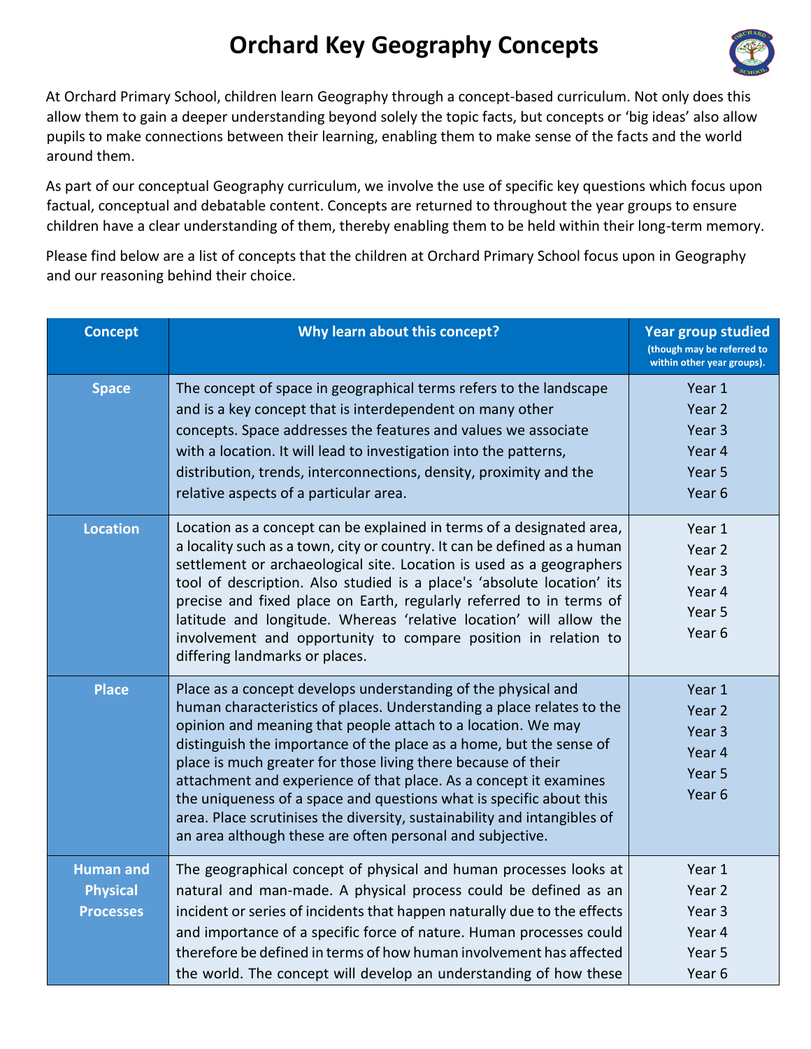# Orchard Key Geography Concepts

At Orchard Primary School, children learn Geography through a concept-based curriculum. Not only does this allow them to gain a deeper understanding beyond solely the topic facts, but concepts or 'big ideas' also allow pupils to make connections between their learning, enabling them to make sense of the facts and the world around them.

As part of our conceptual Geography curriculum, we involve the use of specific key questions which focus upon factual, conceptual and debatable content. Concepts are returned to throughout the year groups to ensure children have a clear understanding of them, thereby enabling them to be held within their long-term memory.

Please find below are a list of concepts that the children at Orchard Primary School focus upon in Geography and our reasoning behind their choice.

| Concept | Why learn about this concept? | Year group studied (though may be referred to within other year groups). |
| --- | --- | --- |
| **Space** | The concept of space in geographical terms refers to the landscape and is a key concept that is interdependent on many other concepts. Space addresses the features and values we associate with a location. It will lead to investigation into the patterns, distribution, trends, interconnections, density, proximity and the relative aspects of a particular area. | Year 1<br>Year 2<br>Year 3<br>Year 4<br>Year 5<br>Year 6 |
| **Location** | Location as a concept can be explained in terms of a designated area, a locality such as a town, city or country. It can be defined as a human settlement or archaeological site. Location is used as a geographers tool of description. Also studied is a place's 'absolute location' its precise and fixed place on Earth, regularly referred to in terms of latitude and longitude. Whereas 'relative location' will allow the involvement and opportunity to compare position in relation to differing landmarks or places. | Year 1<br>Year 2<br>Year 3<br>Year 4<br>Year 5<br>Year 6 |
| **Place** | Place as a concept develops understanding of the physical and human characteristics of places. Understanding a place relates to the opinion and meaning that people attach to a location. We may distinguish the importance of the place as a home, but the sense of place is much greater for those living there because of their attachment and experience of that place. As a concept it examines the uniqueness of a space and questions what is specific about this area. Place scrutinises the diversity, sustainability and intangibles of an area although these are often personal and subjective. | Year 1<br>Year 2<br>Year 3<br>Year 4<br>Year 5<br>Year 6 |
| **Human and Physical Processes** | The geographical concept of physical and human processes looks at natural and man-made. A physical process could be defined as an incident or series of incidents that happen naturally due to the effects and importance of a specific force of nature. Human processes could therefore be defined in terms of how human involvement has affected the world. The concept will develop an understanding of how these | Year 1<br>Year 2<br>Year 3<br>Year 4<br>Year 5<br>Year 6 |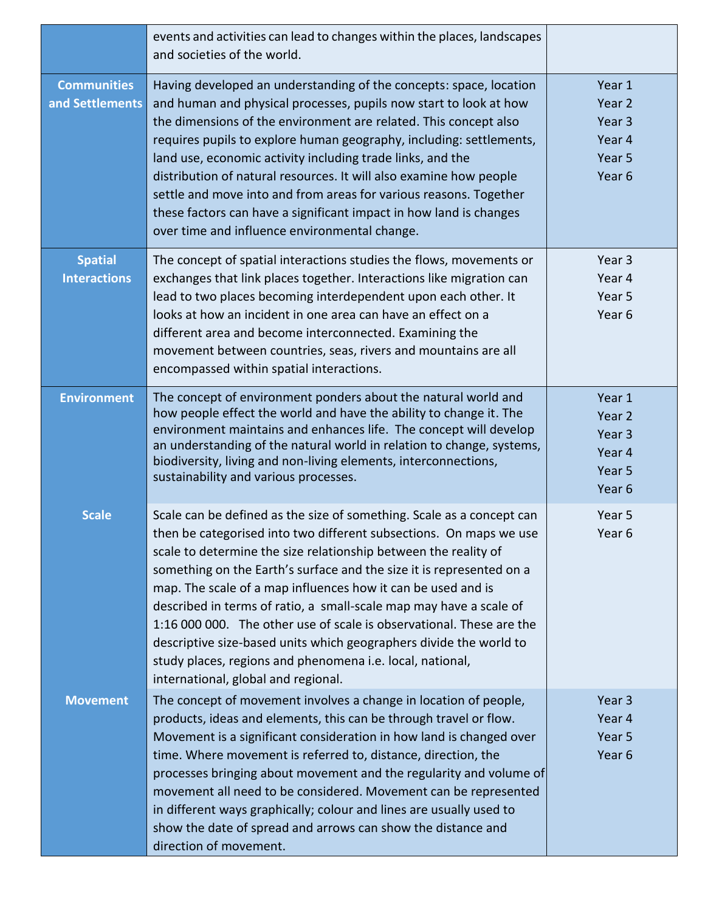| | | |
|---|---|---|
| | events and activities can lead to changes within the places, landscapes and societies of the world. | |
| **Communities and Settlements** | Having developed an understanding of the concepts: space, location and human and physical processes, pupils now start to look at how the dimensions of the environment are related. This concept also requires pupils to explore human geography, including: settlements, land use, economic activity including trade links, and the distribution of natural resources. It will also examine how people settle and move into and from areas for various reasons. Together these factors can have a significant impact in how land is changes over time and influence environmental change. | Year 1<br>Year 2<br>Year 3<br>Year 4<br>Year 5<br>Year 6 |
| **Spatial Interactions** | The concept of spatial interactions studies the flows, movements or exchanges that link places together. Interactions like migration can lead to two places becoming interdependent upon each other. It looks at how an incident in one area can have an effect on a different area and become interconnected. Examining the movement between countries, seas, rivers and mountains are all encompassed within spatial interactions. | Year 3<br>Year 4<br>Year 5<br>Year 6 |
| **Environment** | The concept of environment ponders about the natural world and how people effect the world and have the ability to change it. The environment maintains and enhances life. The concept will develop an understanding of the natural world in relation to change, systems, biodiversity, living and non-living elements, interconnections, sustainability and various processes. | Year 1<br>Year 2<br>Year 3<br>Year 4<br>Year 5<br>Year 6 |
| **Scale** | Scale can be defined as the size of something. Scale as a concept can then be categorised into two different subsections. On maps we use scale to determine the size relationship between the reality of something on the Earth's surface and the size it is represented on a map. The scale of a map influences how it can be used and is described in terms of ratio, a small-scale map may have a scale of 1:16 000 000. The other use of scale is observational. These are the descriptive size-based units which geographers divide the world to study places, regions and phenomena i.e. local, national, international, global and regional. | Year 5<br>Year 6 |
| **Movement** | The concept of movement involves a change in location of people, products, ideas and elements, this can be through travel or flow. Movement is a significant consideration in how land is changed over time. Where movement is referred to, distance, direction, the processes bringing about movement and the regularity and volume of movement all need to be considered. Movement can be represented in different ways graphically; colour and lines are usually used to show the date of spread and arrows can show the distance and direction of movement. | Year 3<br>Year 4<br>Year 5<br>Year 6 |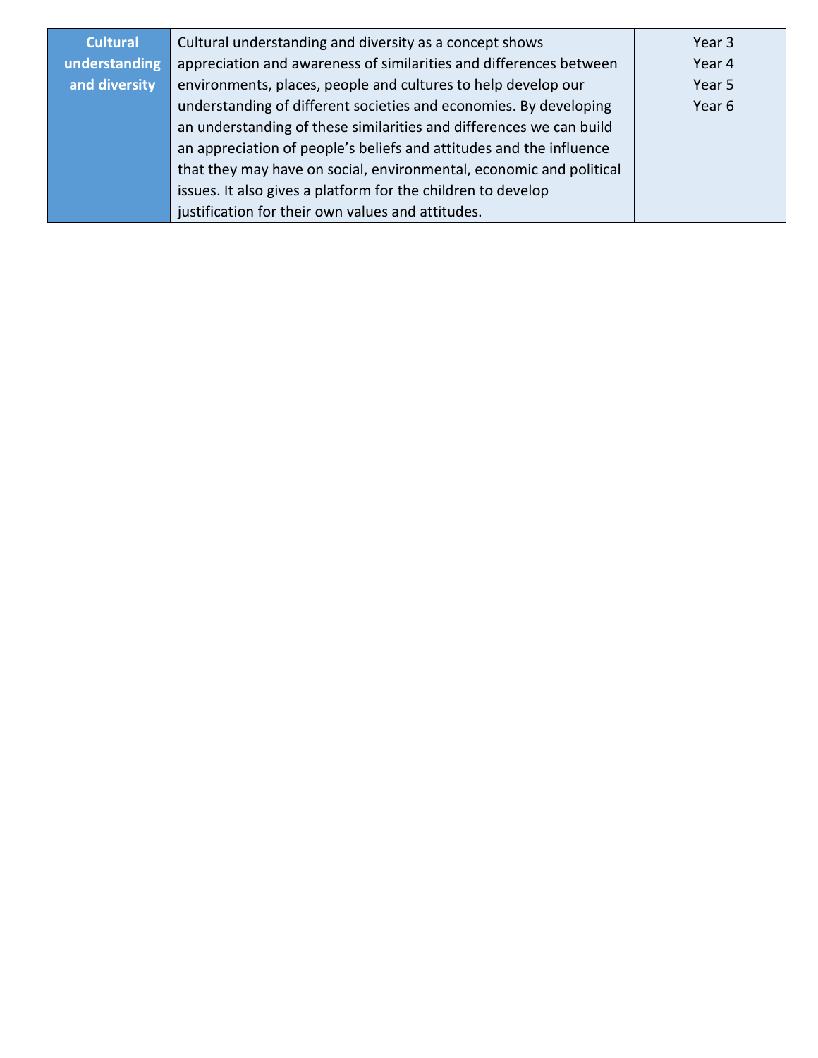| | | |
|---|---|---|
| **Cultural understanding and diversity** | Cultural understanding and diversity as a concept shows appreciation and awareness of similarities and differences between environments, places, people and cultures to help develop our understanding of different societies and economies. By developing an understanding of these similarities and differences we can build an appreciation of people's beliefs and attitudes and the influence that they may have on social, environmental, economic and political issues. It also gives a platform for the children to develop justification for their own values and attitudes. | Year 3<br>Year 4<br>Year 5<br>Year 6 |